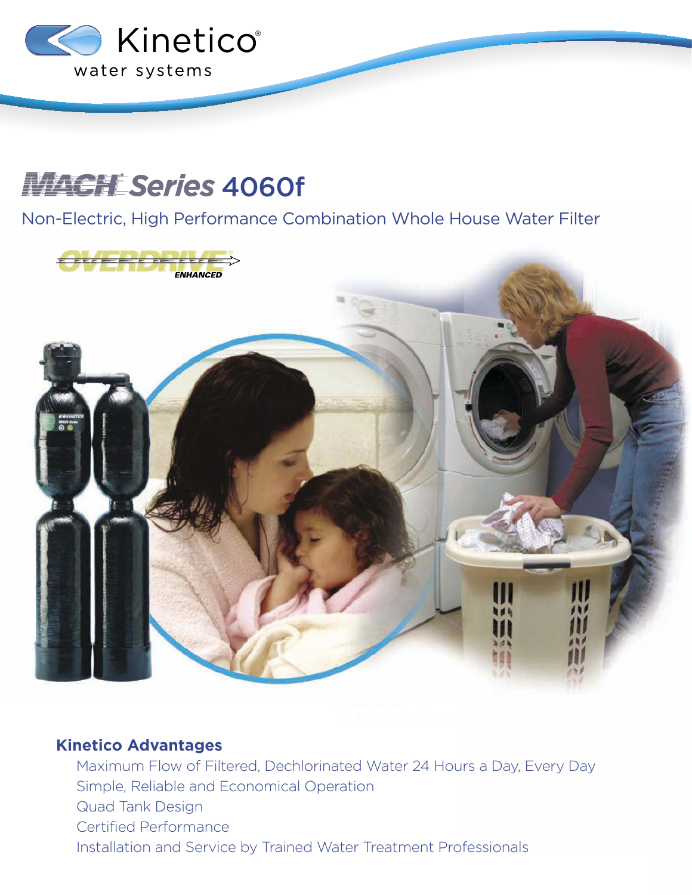Kinetico® water systems

# MACH® Series 4060f

## Non-Electric, High Performance Combination Whole House Water Filter

OVERDRIVE ENHANCED

### Kinetico Advantages

- Maximum Flow of Filtered, Dechlorinated Water 24 Hours a Day, Every Day
- Simple, Reliable and Economical Operation
- Quad Tank Design
- Certified Performance
- Installation and Service by Trained Water Treatment Professionals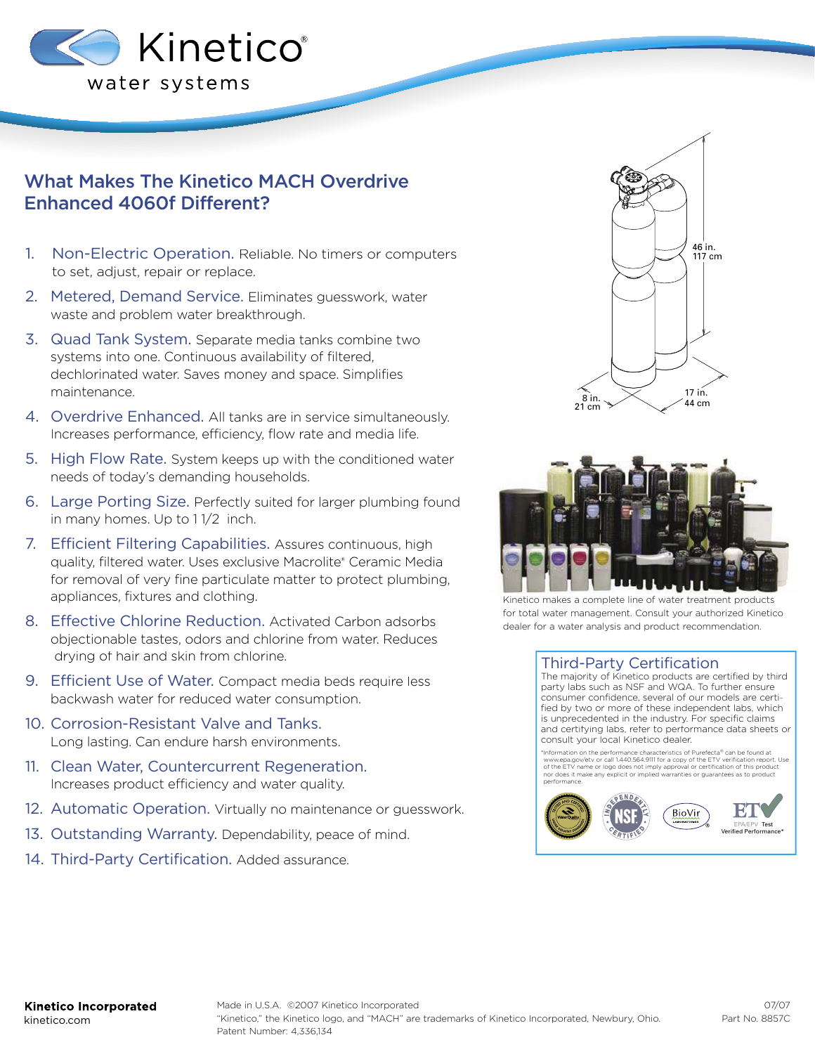# Kinetico®

water systems

## What Makes The Kinetico MACH Overdrive Enhanced 4060f Different?

1. Non-Electric Operation. Reliable. No timers or computers to set, adjust, repair or replace.
2. Metered, Demand Service. Eliminates guesswork, water waste and problem water breakthrough.
3. Quad Tank System. Separate media tanks combine two systems into one. Continuous availability of filtered, dechlorinated water. Saves money and space. Simplifies maintenance.
4. Overdrive Enhanced. All tanks are in service simultaneously. Increases performance, efficiency, flow rate and media life.
5. High Flow Rate. System keeps up with the conditioned water needs of today's demanding households.
6. Large Porting Size. Perfectly suited for larger plumbing found in many homes. Up to 1 1/2 inch.
7. Efficient Filtering Capabilities. Assures continuous, high quality, filtered water. Uses exclusive Macrolite® Ceramic Media for removal of very fine particulate matter to protect plumbing, appliances, fixtures and clothing.
8. Effective Chlorine Reduction. Activated Carbon adsorbs objectionable tastes, odors and chlorine from water. Reduces drying of hair and skin from chlorine.
9. Efficient Use of Water. Compact media beds require less backwash water for reduced water consumption.
10. Corrosion-Resistant Valve and Tanks. Long lasting. Can endure harsh environments.
11. Clean Water, Countercurrent Regeneration. Increases product efficiency and water quality.
12. Automatic Operation. Virtually no maintenance or guesswork.
13. Outstanding Warranty. Dependability, peace of mind.
14. Third-Party Certification. Added assurance.

46 in.
117 cm

8 in.
21 cm

17 in.
44 cm

Kinetico makes a complete line of water treatment products for total water management. Consult your authorized Kinetico dealer for a water analysis and product recommendation.

### Third-Party Certification

The majority of Kinetico products are certified by third party labs such as NSF and WQA. To further ensure consumer confidence, several of our models are certified by two or more of these independent labs, which is unprecedented in the industry. For specific claims and certifying labs, refer to performance data sheets or consult your local Kinetico dealer.

*Information on the performance characteristics of Purefecta® can be found at www.epa.gov/etv or call 1.440.564.9111 for a copy of the ETV verification report. Use of the ETV name or logo does not imply approval or certification of this product nor does it make any explicit or implied warranties or guarantees as to product performance.

EPA/EPV Test Verified Performance*

**Kinetico Incorporated**
kinetico.com

Made in U.S.A. ©2007 Kinetico Incorporated
"Kinetico," the Kinetico logo, and "MACH" are trademarks of Kinetico Incorporated, Newbury, Ohio.
Patent Number: 4,336,134

07/07
Part No. 8857C